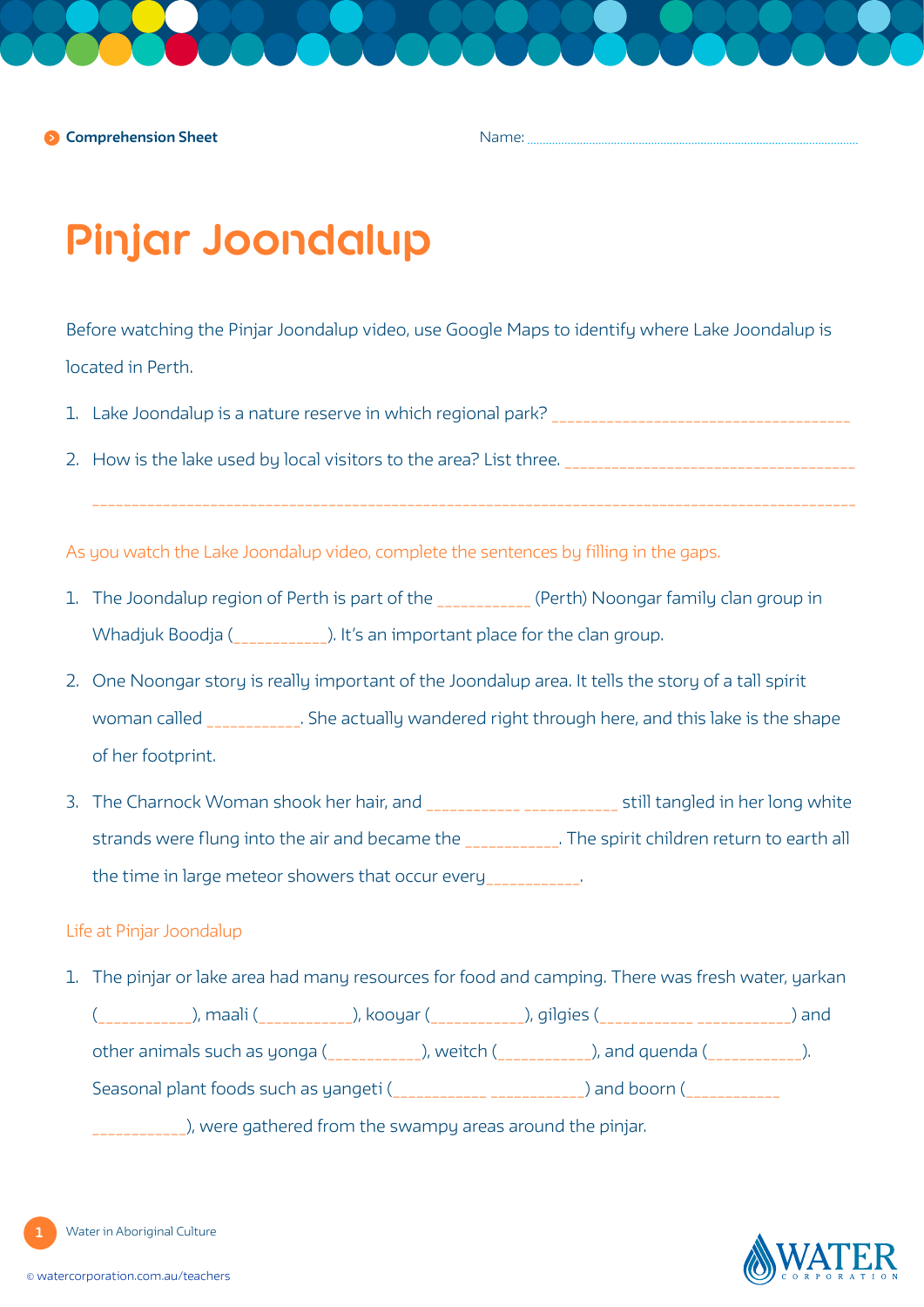Comprehension Sheet Name: ...........................................................................................

# Pinjar Joondalup

Before watching the Pinjar Joondalup video, use Google Maps to identify where Lake Joondalup is located in Perth.

1. Lake Joondalup is a nature reserve in which regional park? ____________________________________
2. How is the lake used by local visitors to the area? List three. ____________________________________

   __________________________________________________________________________________________

As you watch the Lake Joondalup video, complete the sentences by filling in the gaps.

1. The Joondalup region of Perth is part of the ___________ (Perth) Noongar family clan group in Whadjuk Boodja (___________). It's an important place for the clan group.
2. One Noongar story is really important of the Joondalup area. It tells the story of a tall spirit woman called ___________. She actually wandered right through here, and this lake is the shape of her footprint.
3. The Charnock Woman shook her hair, and ___________ ___________ still tangled in her long white strands were flung into the air and became the ___________. The spirit children return to earth all the time in large meteor showers that occur every___________.

Life at Pinjar Joondalup

1. The pinjar or lake area had many resources for food and camping. There was fresh water, yarkan (___________), maali (___________), kooyar (___________), gilgies (___________ ___________) and other animals such as yonga (___________), weitch (___________), and quenda (___________). Seasonal plant foods such as yangeti (___________ ___________) and boorn (___________ ___________), were gathered from the swampy areas around the pinjar.

Water in Aboriginal Culture

© watercorporation.com.au/teachers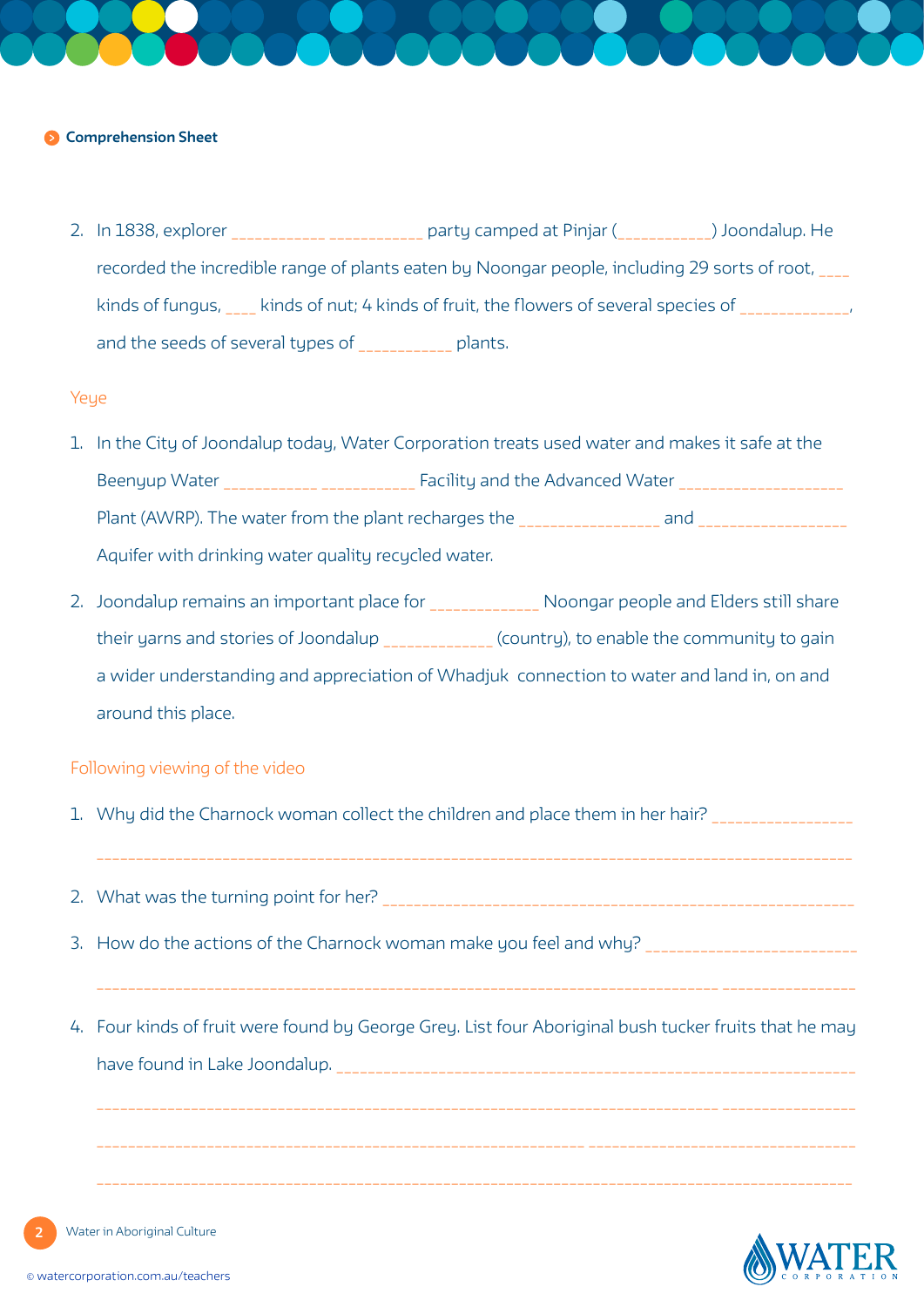**Comprehension Sheet**

2. In 1838, explorer ___________ ___________ party camped at Pinjar (___________) Joondalup. He recorded the incredible range of plants eaten by Noongar people, including 29 sorts of root, ____ kinds of fungus, ____ kinds of nut; 4 kinds of fruit, the flowers of several species of _____________, and the seeds of several types of ___________ plants.

## Yeye

1. In the City of Joondalup today, Water Corporation treats used water and makes it safe at the Beenyup Water ___________ ___________ Facility and the Advanced Water ___________________ Plant (AWRP). The water from the plant recharges the ________________ and _________________ Aquifer with drinking water quality recycled water.

2. Joondalup remains an important place for ____________ Noongar people and Elders still share their yarns and stories of Joondalup ____________ (country), to enable the community to gain a wider understanding and appreciation of Whadjuk connection to water and land in, on and around this place.

## Following viewing of the video

1. Why did the Charnock woman collect the children and place them in her hair? ________________

   ____________________________________________________________________________________

2. What was the turning point for her? ______________________________________________________

3. How do the actions of the Charnock woman make you feel and why? ________________________

   ____________________________________________________________________________________

4. Four kinds of fruit were found by George Grey. List four Aboriginal bush tucker fruits that he may have found in Lake Joondalup. ____________________________________________________

   ____________________________________________________________________________________

   ____________________________________________________________________________________

   ____________________________________________________________________________________

Water in Aboriginal Culture

© watercorporation.com.au/teachers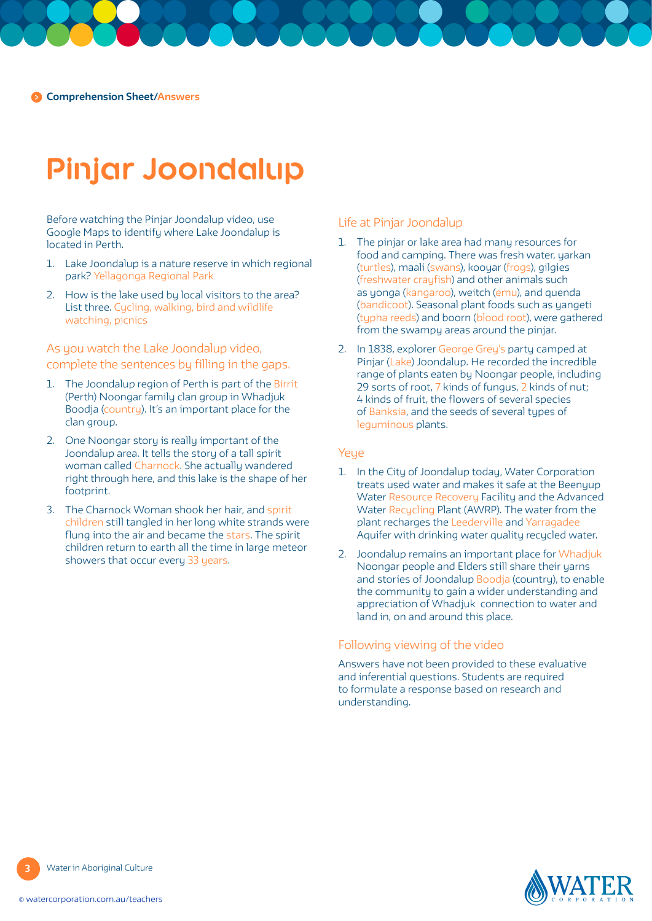**Comprehension Sheet/Answers**

# Pinjar Joondalup

Before watching the Pinjar Joondalup video, use Google Maps to identify where Lake Joondalup is located in Perth.

1. Lake Joondalup is a nature reserve in which regional park? Yellagonga Regional Park
2. How is the lake used by local visitors to the area? List three. Cycling, walking, bird and wildlife watching, picnics

## As you watch the Lake Joondalup video, complete the sentences by filling in the gaps.

1. The Joondalup region of Perth is part of the Birrit (Perth) Noongar family clan group in Whadjuk Boodja (country). It's an important place for the clan group.
2. One Noongar story is really important of the Joondalup area. It tells the story of a tall spirit woman called Charnock. She actually wandered right through here, and this lake is the shape of her footprint.
3. The Charnock Woman shook her hair, and spirit children still tangled in her long white strands were flung into the air and became the stars. The spirit children return to earth all the time in large meteor showers that occur every 33 years.

## Life at Pinjar Joondalup

1. The pinjar or lake area had many resources for food and camping. There was fresh water, yarkan (turtles), maali (swans), kooyar (frogs), gilgies (freshwater crayfish) and other animals such as yonga (kangaroo), weitch (emu), and quenda (bandicoot). Seasonal plant foods such as yangeti (typha reeds) and boorn (blood root), were gathered from the swampy areas around the pinjar.
2. In 1838, explorer George Grey's party camped at Pinjar (Lake) Joondalup. He recorded the incredible range of plants eaten by Noongar people, including 29 sorts of root, 7 kinds of fungus, 2 kinds of nut; 4 kinds of fruit, the flowers of several species of Banksia, and the seeds of several types of leguminous plants.

## Yeye

1. In the City of Joondalup today, Water Corporation treats used water and makes it safe at the Beenyup Water Resource Recovery Facility and the Advanced Water Recycling Plant (AWRP). The water from the plant recharges the Leederville and Yarragadee Aquifer with drinking water quality recycled water.
2. Joondalup remains an important place for Whadjuk Noongar people and Elders still share their yarns and stories of Joondalup Boodja (country), to enable the community to gain a wider understanding and appreciation of Whadjuk connection to water and land in, on and around this place.

## Following viewing of the video

Answers have not been provided to these evaluative and inferential questions. Students are required to formulate a response based on research and understanding.

Water in Aboriginal Culture

© watercorporation.com.au/teachers